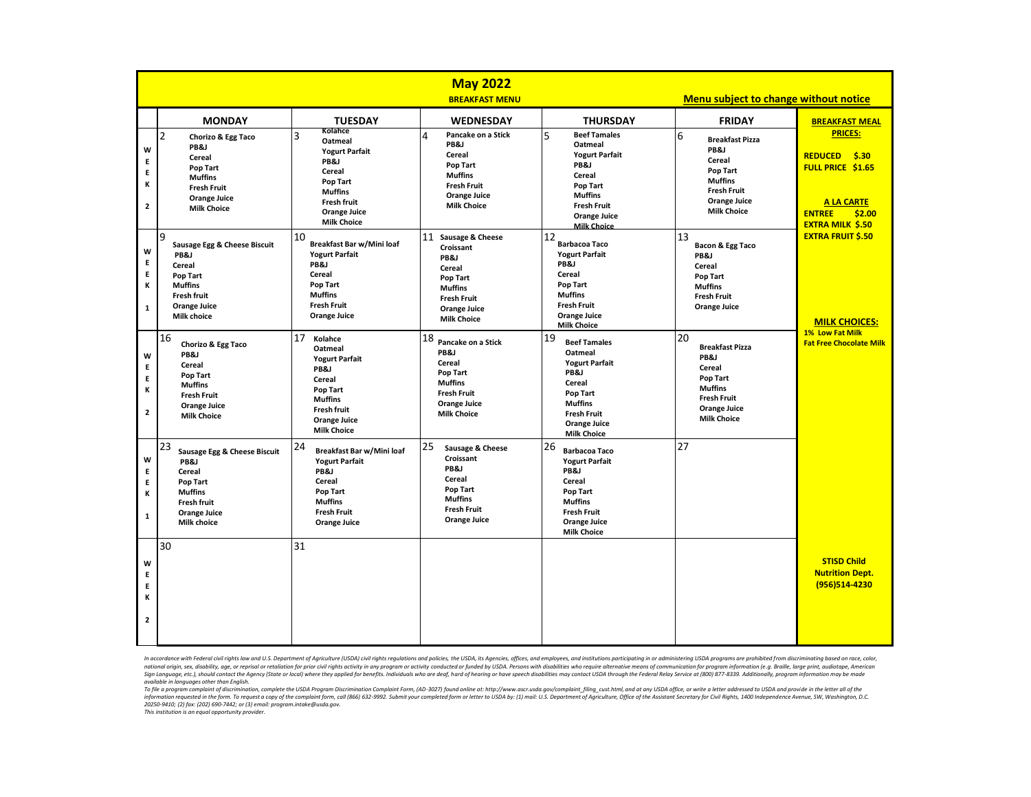# May 2022

**BREAKFAST MENU**

**Menu subject to change without notice**

| | MONDAY | TUESDAY | WEDNESDAY | THURSDAY | FRIDAY |
|---|---|---|---|---|---|
| WEEK 2 | 2<br>Chorizo & Egg Taco<br>PB&J<br>Cereal<br>Pop Tart<br>Muffins<br>Fresh Fruit<br>Orange Juice<br>Milk Choice | 3<br>Kolahce<br>Oatmeal<br>Yogurt Parfait<br>PB&J<br>Cereal<br>Pop Tart<br>Muffins<br>Fresh fruit<br>Orange Juice<br>Milk Choice | 4<br>Pancake on a Stick<br>PB&J<br>Cereal<br>Pop Tart<br>Muffins<br>Fresh Fruit<br>Orange Juice<br>Milk Choice | 5<br>Beef Tamales<br>Oatmeal<br>Yogurt Parfait<br>PB&J<br>Cereal<br>Pop Tart<br>Muffins<br>Fresh Fruit<br>Orange Juice<br>Milk Choice | 6<br>Breakfast Pizza<br>PB&J<br>Cereal<br>Pop Tart<br>Muffins<br>Fresh Fruit<br>Orange Juice<br>Milk Choice |
| WEEK 1 | 9<br>Sausage Egg & Cheese Biscuit<br>PB&J<br>Cereal<br>Pop Tart<br>Muffins<br>Fresh fruit<br>Orange Juice<br>Milk choice | 10<br>Breakfast Bar w/Mini loaf<br>Yogurt Parfait<br>PB&J<br>Cereal<br>Pop Tart<br>Muffins<br>Fresh Fruit<br>Orange Juice | 11<br>Sausage & Cheese Croissant<br>PB&J<br>Cereal<br>Pop Tart<br>Muffins<br>Fresh Fruit<br>Orange Juice<br>Milk Choice | 12<br>Barbacoa Taco<br>Yogurt Parfait<br>PB&J<br>Cereal<br>Pop Tart<br>Muffins<br>Fresh Fruit<br>Orange Juice<br>Milk Choice | 13<br>Bacon & Egg Taco<br>PB&J<br>Cereal<br>Pop Tart<br>Muffins<br>Fresh Fruit<br>Orange Juice |
| WEEK 2 | 16<br>Chorizo & Egg Taco<br>PB&J<br>Cereal<br>Pop Tart<br>Muffins<br>Fresh Fruit<br>Orange Juice<br>Milk Choice | 17<br>Kolahce<br>Oatmeal<br>Yogurt Parfait<br>PB&J<br>Cereal<br>Pop Tart<br>Muffins<br>Fresh fruit<br>Orange Juice<br>Milk Choice | 18<br>Pancake on a Stick<br>PB&J<br>Cereal<br>Pop Tart<br>Muffins<br>Fresh Fruit<br>Orange Juice<br>Milk Choice | 19<br>Beef Tamales<br>Oatmeal<br>Yogurt Parfait<br>PB&J<br>Cereal<br>Pop Tart<br>Muffins<br>Fresh Fruit<br>Orange Juice<br>Milk Choice | 20<br>Breakfast Pizza<br>PB&J<br>Cereal<br>Pop Tart<br>Muffins<br>Fresh Fruit<br>Orange Juice<br>Milk Choice |
| WEEK 1 | 23<br>Sausage Egg & Cheese Biscuit<br>PB&J<br>Cereal<br>Pop Tart<br>Muffins<br>Fresh fruit<br>Orange Juice<br>Milk choice | 24<br>Breakfast Bar w/Mini loaf<br>Yogurt Parfait<br>PB&J<br>Cereal<br>Pop Tart<br>Muffins<br>Fresh Fruit<br>Orange Juice | 25<br>Sausage & Cheese Croissant<br>PB&J<br>Cereal<br>Pop Tart<br>Muffins<br>Fresh Fruit<br>Orange Juice | 26<br>Barbacoa Taco<br>Yogurt Parfait<br>PB&J<br>Cereal<br>Pop Tart<br>Muffins<br>Fresh Fruit<br>Orange Juice<br>Milk Choice | 27 |
| WEEK 2 | 30 | 31 | | | |

**BREAKFAST MEAL PRICES:**

**REDUCED $.30**
**FULL PRICE $1.65**

**A LA CARTE**
**ENTREE $2.00**
**EXTRA MILK $.50**
**EXTRA FRUIT $.50**

**MILK CHOICES:**
**1% Low Fat Milk**
**Fat Free Chocolate Milk**

**STISD Child Nutrition Dept. (956)514-4230**

*In accordance with Federal civil rights law and U.S. Department of Agriculture (USDA) civil rights regulations and policies, the USDA, its Agencies, offices, and employees, and institutions participating in or administering USDA programs are prohibited from discriminating based on race, color, national origin, sex, disability, age, or reprisal or retaliation for prior civil rights activity in any program or activity conducted or funded by USDA. Persons with disabilities who require alternative means of communication for program information (e.g. Braille, large print, audiotape, American Sign Language, etc.), should contact the Agency (State or local) where they applied for benefits. Individuals who are deaf, hard of hearing or have speech disabilities may contact USDA through the Federal Relay Service at (800) 877-8339. Additionally, program information may be made available in languages other than English.*

*To file a program complaint of discrimination, complete the USDA Program Discrimination Complaint Form, (AD-3027) found online at: http://www.ascr.usda.gov/complaint_filing_cust.html, and at any USDA office, or write a letter addressed to USDA and provide in the letter all of the information requested in the form. To request a copy of the complaint form, call (866) 632-9992. Submit your completed form or letter to USDA by: (1) mail: U.S. Department of Agriculture, Office of the Assistant Secretary for Civil Rights, 1400 Independence Avenue, SW, Washington, D.C. 20250-9410; (2) fax: (202) 690-7442; or (3) email: program.intake@usda.gov.*

*This institution is an equal opportunity provider.*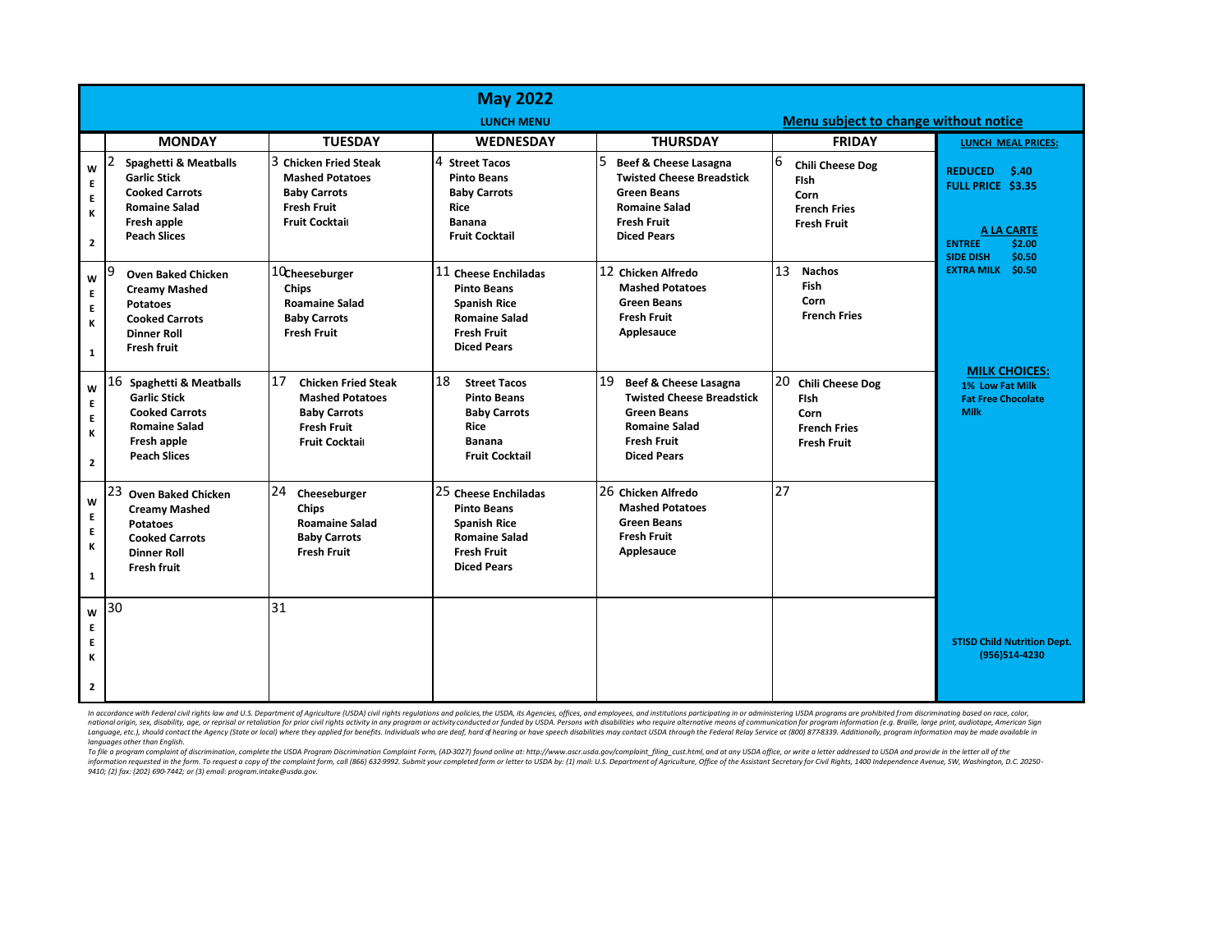# May 2022

**LUNCH MENU**

**Menu subject to change without notice**

| | MONDAY | TUESDAY | WEDNESDAY | THURSDAY | FRIDAY | |
|---|---|---|---|---|---|---|
| WEEK 2 | 2 **Spaghetti & Meatballs** **Garlic Stick** **Cooked Carrots** **Romaine Salad** **Fresh apple** **Peach Slices** | 3 **Chicken Fried Steak** **Mashed Potatoes** **Baby Carrots** **Fresh Fruit** **Fruit Cocktail** | 4 **Street Tacos** **Pinto Beans** **Baby Carrots** **Rice** **Banana** **Fruit Cocktail** | 5 **Beef & Cheese Lasagna** **Twisted Cheese Breadstick** **Green Beans** **Romaine Salad** **Fresh Fruit** **Diced Pears** | 6 **Chili Cheese Dog** **FIsh** **Corn** **French Fries** **Fresh Fruit** | **LUNCH MEAL PRICES:** **REDUCED $.40** **FULL PRICE $3.35** **A LA CARTE** **ENTREE $2.00** **SIDE DISH $0.50** **EXTRA MILK $0.50** |
| WEEK 1 | 9 **Oven Baked Chicken** **Creamy Mashed Potatoes** **Cooked Carrots** **Dinner Roll** **Fresh fruit** | 10 **Cheeseburger** **Chips** **Roamaine Salad** **Baby Carrots** **Fresh Fruit** | 11 **Cheese Enchiladas** **Pinto Beans** **Spanish Rice** **Romaine Salad** **Fresh Fruit** **Diced Pears** | 12 **Chicken Alfredo** **Mashed Potatoes** **Green Beans** **Fresh Fruit** **Applesauce** | 13 **Nachos** **Fish** **Corn** **French Fries** | |
| WEEK 2 | 16 **Spaghetti & Meatballs** **Garlic Stick** **Cooked Carrots** **Romaine Salad** **Fresh apple** **Peach Slices** | 17 **Chicken Fried Steak** **Mashed Potatoes** **Baby Carrots** **Fresh Fruit** **Fruit Cocktail** | 18 **Street Tacos** **Pinto Beans** **Baby Carrots** **Rice** **Banana** **Fruit Cocktail** | 19 **Beef & Cheese Lasagna** **Twisted Cheese Breadstick** **Green Beans** **Romaine Salad** **Fresh Fruit** **Diced Pears** | 20 **Chili Cheese Dog** **FIsh** **Corn** **French Fries** **Fresh Fruit** | **MILK CHOICES:** **1% Low Fat Milk** **Fat Free Chocolate Milk** |
| WEEK 1 | 23 **Oven Baked Chicken** **Creamy Mashed Potatoes** **Cooked Carrots** **Dinner Roll** **Fresh fruit** | 24 **Cheeseburger** **Chips** **Roamaine Salad** **Baby Carrots** **Fresh Fruit** | 25 **Cheese Enchiladas** **Pinto Beans** **Spanish Rice** **Romaine Salad** **Fresh Fruit** **Diced Pears** | 26 **Chicken Alfredo** **Mashed Potatoes** **Green Beans** **Fresh Fruit** **Applesauce** | 27 | |
| WEEK 2 | 30 | 31 | | | | **STISD Child Nutrition Dept. (956)514-4230** |

*In accordance with Federal civil rights law and U.S. Department of Agriculture (USDA) civil rights regulations and policies, the USDA, its Agencies, offices, and employees, and institutions participating in or administering USDA programs are prohibited from discriminating based on race, color, national origin, sex, disability, age, or reprisal or retaliation for prior civil rights activity in any program or activity conducted or funded by USDA. Persons with disabilities who require alternative means of communication for program information (e.g. Braille, large print, audiotape, American Sign Language, etc.), should contact the Agency (State or local) where they applied for benefits. Individuals who are deaf, hard of hearing or have speech disabilities may contact USDA through the Federal Relay Service at (800) 877-8339. Additionally, program information may be made available in languages other than English.*

*To file a program complaint of discrimination, complete the USDA Program Discrimination Complaint Form, (AD-3027) found online at: http://www.ascr.usda.gov/complaint_filing_cust.html, and at any USDA office, or write a letter addressed to USDA and provide in the letter all of the information requested in the form. To request a copy of the complaint form, call (866) 632-9992. Submit your completed form or letter to USDA by: (1) mail: U.S. Department of Agriculture, Office of the Assistant Secretary for Civil Rights, 1400 Independence Avenue, SW, Washington, D.C. 20250-9410; (2) fax: (202) 690-7442; or (3) email: program.intake@usda.gov.*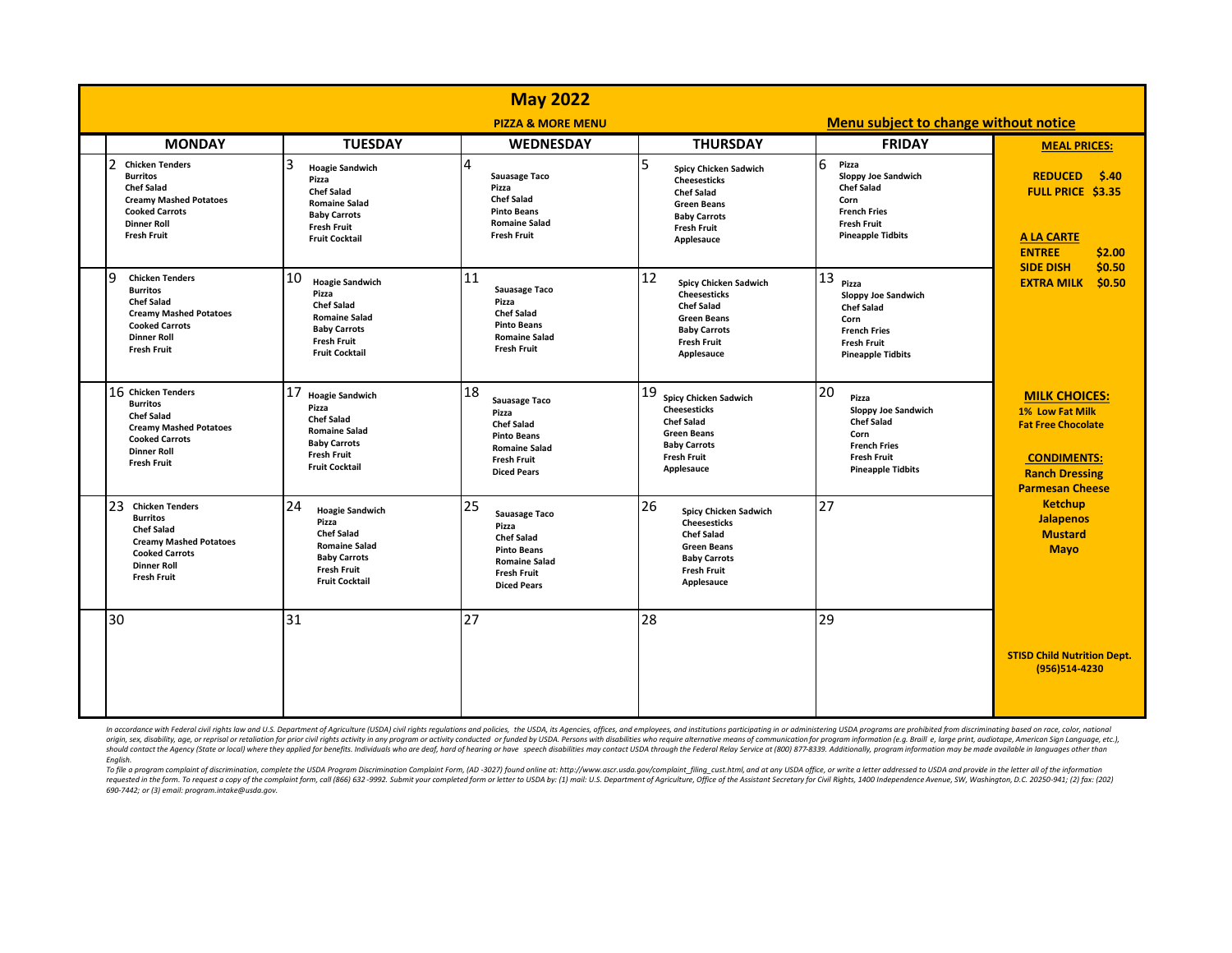# May 2022

**PIZZA & MORE MENU**

**Menu subject to change without notice**

| MONDAY | TUESDAY | WEDNESDAY | THURSDAY | FRIDAY |
|---|---|---|---|---|
| 2 Chicken Tenders<br>Burritos<br>Chef Salad<br>Creamy Mashed Potatoes<br>Cooked Carrots<br>Dinner Roll<br>Fresh Fruit | 3 Hoagie Sandwich<br>Pizza<br>Chef Salad<br>Romaine Salad<br>Baby Carrots<br>Fresh Fruit<br>Fruit Cocktail | 4 Sausasage Taco<br>Pizza<br>Chef Salad<br>Pinto Beans<br>Romaine Salad<br>Fresh Fruit | 5 Spicy Chicken Sadwich<br>Cheesesticks<br>Chef Salad<br>Green Beans<br>Baby Carrots<br>Fresh Fruit<br>Applesauce | 6 Pizza<br>Sloppy Joe Sandwich<br>Chef Salad<br>Corn<br>French Fries<br>Fresh Fruit<br>Pineapple Tidbits |
| 9 Chicken Tenders<br>Burritos<br>Chef Salad<br>Creamy Mashed Potatoes<br>Cooked Carrots<br>Dinner Roll<br>Fresh Fruit | 10 Hoagie Sandwich<br>Pizza<br>Chef Salad<br>Romaine Salad<br>Baby Carrots<br>Fresh Fruit<br>Fruit Cocktail | 11 Sausasage Taco<br>Pizza<br>Chef Salad<br>Pinto Beans<br>Romaine Salad<br>Fresh Fruit | 12 Spicy Chicken Sadwich<br>Cheesesticks<br>Chef Salad<br>Green Beans<br>Baby Carrots<br>Fresh Fruit<br>Applesauce | 13 Pizza<br>Sloppy Joe Sandwich<br>Chef Salad<br>Corn<br>French Fries<br>Fresh Fruit<br>Pineapple Tidbits |
| 16 Chicken Tenders<br>Burritos<br>Chef Salad<br>Creamy Mashed Potatoes<br>Cooked Carrots<br>Dinner Roll<br>Fresh Fruit | 17 Hoagie Sandwich<br>Pizza<br>Chef Salad<br>Romaine Salad<br>Baby Carrots<br>Fresh Fruit<br>Fruit Cocktail | 18 Sausasage Taco<br>Pizza<br>Chef Salad<br>Pinto Beans<br>Romaine Salad<br>Fresh Fruit<br>Diced Pears | 19 Spicy Chicken Sadwich<br>Cheesesticks<br>Chef Salad<br>Green Beans<br>Baby Carrots<br>Fresh Fruit<br>Applesauce | 20 Pizza<br>Sloppy Joe Sandwich<br>Chef Salad<br>Corn<br>French Fries<br>Fresh Fruit<br>Pineapple Tidbits |
| 23 Chicken Tenders<br>Burritos<br>Chef Salad<br>Creamy Mashed Potatoes<br>Cooked Carrots<br>Dinner Roll<br>Fresh Fruit | 24 Hoagie Sandwich<br>Pizza<br>Chef Salad<br>Romaine Salad<br>Baby Carrots<br>Fresh Fruit<br>Fruit Cocktail | 25 Sausasage Taco<br>Pizza<br>Chef Salad<br>Pinto Beans<br>Romaine Salad<br>Fresh Fruit<br>Diced Pears | 26 Spicy Chicken Sadwich<br>Cheesesticks<br>Chef Salad<br>Green Beans<br>Baby Carrots<br>Fresh Fruit<br>Applesauce | 27 |
| 30 | 31 | 27 | 28 | 29 |

**MEAL PRICES:**

**REDUCED $.40**
**FULL PRICE $3.35**

**A LA CARTE**
**ENTREE $2.00**
**SIDE DISH $0.50**
**EXTRA MILK $0.50**

**MILK CHOICES:**
1% Low Fat Milk
Fat Free Chocolate

**CONDIMENTS:**
Ranch Dressing
Parmesan Cheese
Ketchup
Jalapenos
Mustard
Mayo

**STISD Child Nutrition Dept.**
**(956)514-4230**

*In accordance with Federal civil rights law and U.S. Department of Agriculture (USDA) civil rights regulations and policies, the USDA, its Agencies, offices, and employees, and institutions participating in or administering USDA programs are prohibited from discriminating based on race, color, national origin, sex, disability, age, or reprisal or retaliation for prior civil rights activity in any program or activity conducted or funded by USDA. Persons with disabilities who require alternative means of communication for program information (e.g. Braill e, large print, audiotape, American Sign Language, etc.), should contact the Agency (State or local) where they applied for benefits. Individuals who are deaf, hard of hearing or have speech disabilities may contact USDA through the Federal Relay Service at (800) 877-8339. Additionally, program information may be made available in languages other than English.*

*To file a program complaint of discrimination, complete the USDA Program Discrimination Complaint Form, (AD -3027) found online at: http://www.ascr.usda.gov/complaint_filing_cust.html, and at any USDA office, or write a letter addressed to USDA and provide in the letter all of the information requested in the form. To request a copy of the complaint form, call (866) 632 -9992. Submit your completed form or letter to USDA by: (1) mail: U.S. Department of Agriculture, Office of the Assistant Secretary for Civil Rights, 1400 Independence Avenue, SW, Washington, D.C. 20250-941; (2) fax: (202) 690-7442; or (3) email: program.intake@usda.gov.*